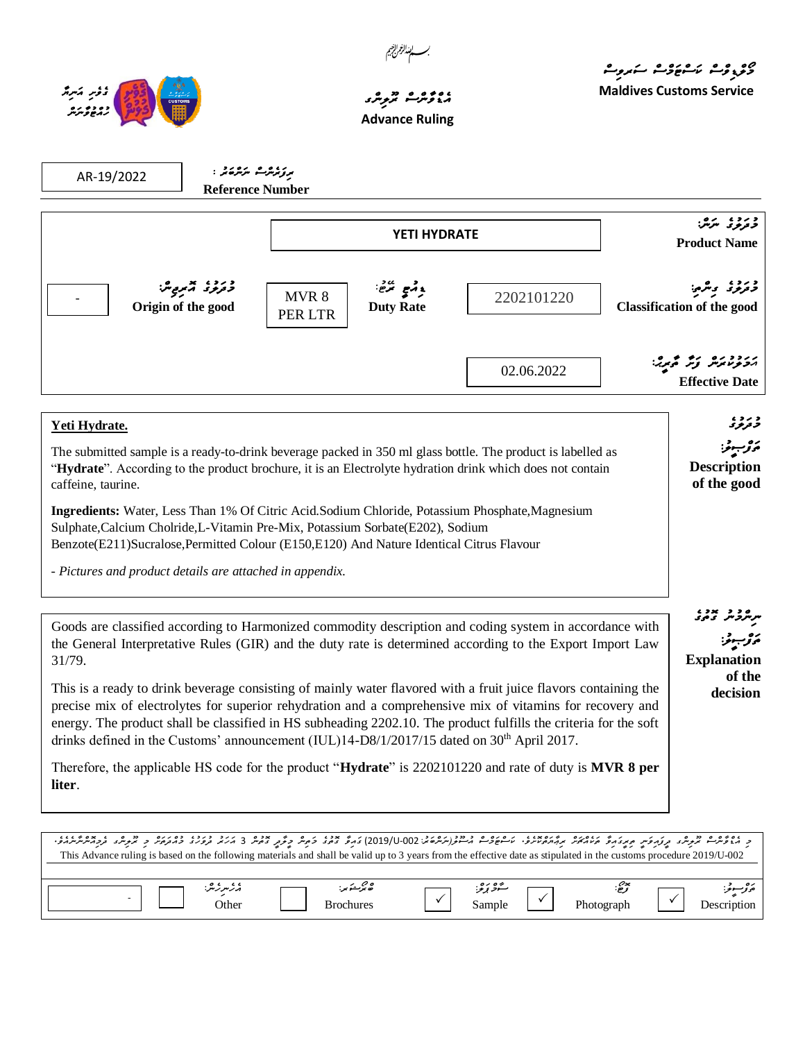بسم الله الرحمن الرحيم

# Maldives Customs Service

## Advance Ruling

**Reference Number:** AR-19/2022

| | |
|---|---|
| **Product Name** | YETI HYDRATE |
| **Classification of the good** | 2202101220 |
| **Duty Rate** | MVR 8 PER LTR |
| **Origin of the good** | - |
| **Effective Date** | 02.06.2022 |

### Description of the good

**Yeti Hydrate.**

The submitted sample is a ready-to-drink beverage packed in 350 ml glass bottle. The product is labelled as "**Hydrate**". According to the product brochure, it is an Electrolyte hydration drink which does not contain caffeine, taurine.

**Ingredients:** Water, Less Than 1% Of Citric Acid.Sodium Chloride, Potassium Phosphate,Magnesium Sulphate,Calcium Cholride,L-Vitamin Pre-Mix, Potassium Sorbate(E202), Sodium Benzote(E211)Sucralose,Permitted Colour (E150,E120) And Nature Identical Citrus Flavour

*- Pictures and product details are attached in appendix.*

### Explanation of the decision

Goods are classified according to Harmonized commodity description and coding system in accordance with the General Interpretative Rules (GIR) and the duty rate is determined according to the Export Import Law 31/79.

This is a ready to drink beverage consisting of mainly water flavored with a fruit juice flavors containing the precise mix of electrolytes for superior rehydration and a comprehensive mix of vitamins for recovery and energy. The product shall be classified in HS subheading 2202.10. The product fulfills the criteria for the soft drinks defined in the Customs' announcement (IUL)14-D8/1/2017/15 dated on 30th April 2017.

Therefore, the applicable HS code for the product "**Hydrate**" is 2202101220 and rate of duty is **MVR 8 per liter**.

This Advance ruling is based on the following materials and shall be valid up to 3 years from the effective date as stipulated in the customs procedure 2019/U-002

| Description | Photograph | Sample | Brochures | Other | |
|---|---|---|---|---|---|
| ✓ | ✓ | ✓ | | | - |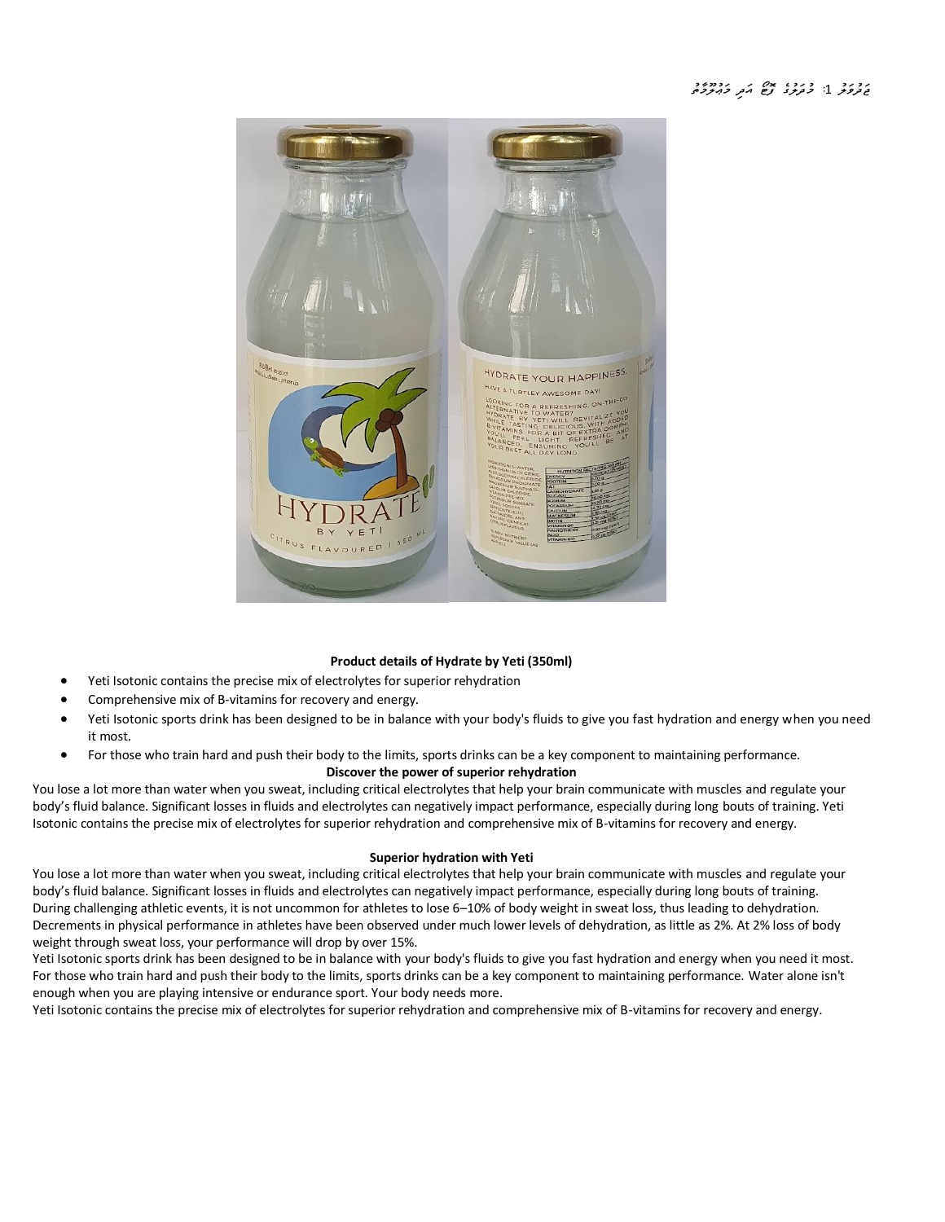ޖަދުވަލު 1: މުދަލުގެ ތަފްސީލު

**Product details of Hydrate by Yeti (350ml)**

- Yeti Isotonic contains the precise mix of electrolytes for superior rehydration
- Comprehensive mix of B-vitamins for recovery and energy.
- Yeti Isotonic sports drink has been designed to be in balance with your body's fluids to give you fast hydration and energy when you need it most.
- For those who train hard and push their body to the limits, sports drinks can be a key component to maintaining performance.

**Discover the power of superior rehydration**

You lose a lot more than water when you sweat, including critical electrolytes that help your brain communicate with muscles and regulate your body's fluid balance. Significant losses in fluids and electrolytes can negatively impact performance, especially during long bouts of training. Yeti Isotonic contains the precise mix of electrolytes for superior rehydration and comprehensive mix of B-vitamins for recovery and energy.

**Superior hydration with Yeti**

You lose a lot more than water when you sweat, including critical electrolytes that help your brain communicate with muscles and regulate your body's fluid balance. Significant losses in fluids and electrolytes can negatively impact performance, especially during long bouts of training. During challenging athletic events, it is not uncommon for athletes to lose 6–10% of body weight in sweat loss, thus leading to dehydration. Decrements in physical performance in athletes have been observed under much lower levels of dehydration, as little as 2%. At 2% loss of body weight through sweat loss, your performance will drop by over 15%.

Yeti Isotonic sports drink has been designed to be in balance with your body's fluids to give you fast hydration and energy when you need it most. For those who train hard and push their body to the limits, sports drinks can be a key component to maintaining performance. Water alone isn't enough when you are playing intensive or endurance sport. Your body needs more.

Yeti Isotonic contains the precise mix of electrolytes for superior rehydration and comprehensive mix of B-vitamins for recovery and energy.